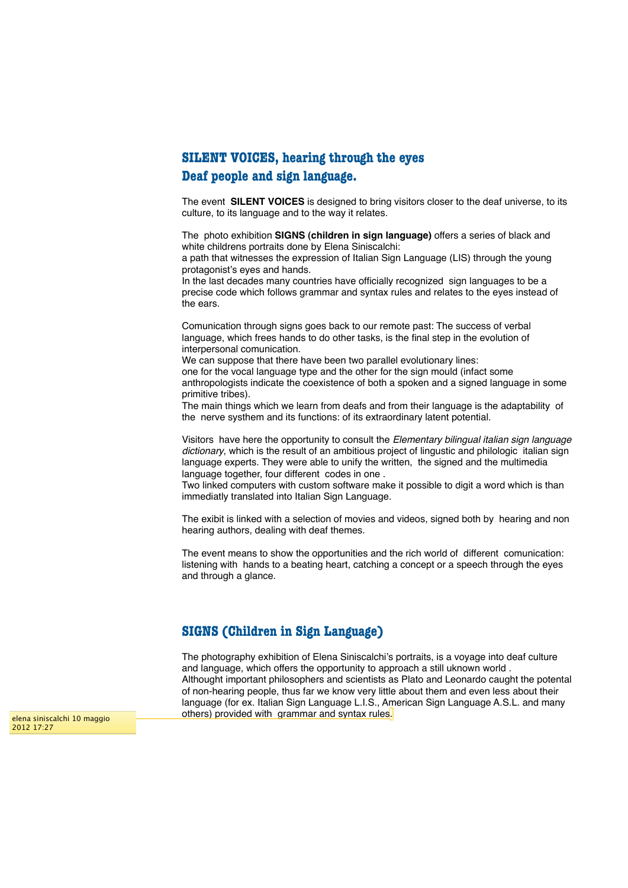## SILENT VOICES, hearing through the eyes
## Deaf people and sign language.

The event **SILENT VOICES** is designed to bring visitors closer to the deaf universe, to its culture, to its language and to the way it relates.

The photo exhibition **SIGNS (children in sign language)** offers a series of black and white childrens portraits done by Elena Siniscalchi:
a path that witnesses the expression of Italian Sign Language (LIS) through the young protagonist's eyes and hands.
In the last decades many countries have officially recognized sign languages to be a precise code which follows grammar and syntax rules and relates to the eyes instead of the ears.

Comunication through signs goes back to our remote past: The success of verbal language, which frees hands to do other tasks, is the final step in the evolution of interpersonal comunication.
We can suppose that there have been two parallel evolutionary lines:
one for the vocal language type and the other for the sign mould (infact some anthropologists indicate the coexistence of both a spoken and a signed language in some primitive tribes).
The main things which we learn from deafs and from their language is the adaptability of the nerve systhem and its functions: of its extraordinary latent potential.

Visitors have here the opportunity to consult the *Elementary bilingual italian sign language dictionary*, which is the result of an ambitious project of lingustic and philologic italian sign language experts. They were able to unify the written, the signed and the multimedia language together, four different codes in one .
Two linked computers with custom software make it possible to digit a word which is than immediatly translated into Italian Sign Language.

The exibit is linked with a selection of movies and videos, signed both by hearing and non hearing authors, dealing with deaf themes.

The event means to show the opportunities and the rich world of different comunication: listening with hands to a beating heart, catching a concept or a speech through the eyes and through a glance.

## SIGNS (Children in Sign Language)

The photography exhibition of Elena Siniscalchi's portraits, is a voyage into deaf culture and language, which offers the opportunity to approach a still uknown world .
Althought important philosophers and scientists as Plato and Leonardo caught the potental of non-hearing people, thus far we know very little about them and even less about their language (for ex. Italian Sign Language L.I.S., American Sign Language A.S.L. and many others) provided with grammar and syntax rules.

elena siniscalchi 10 maggio 2012 17:27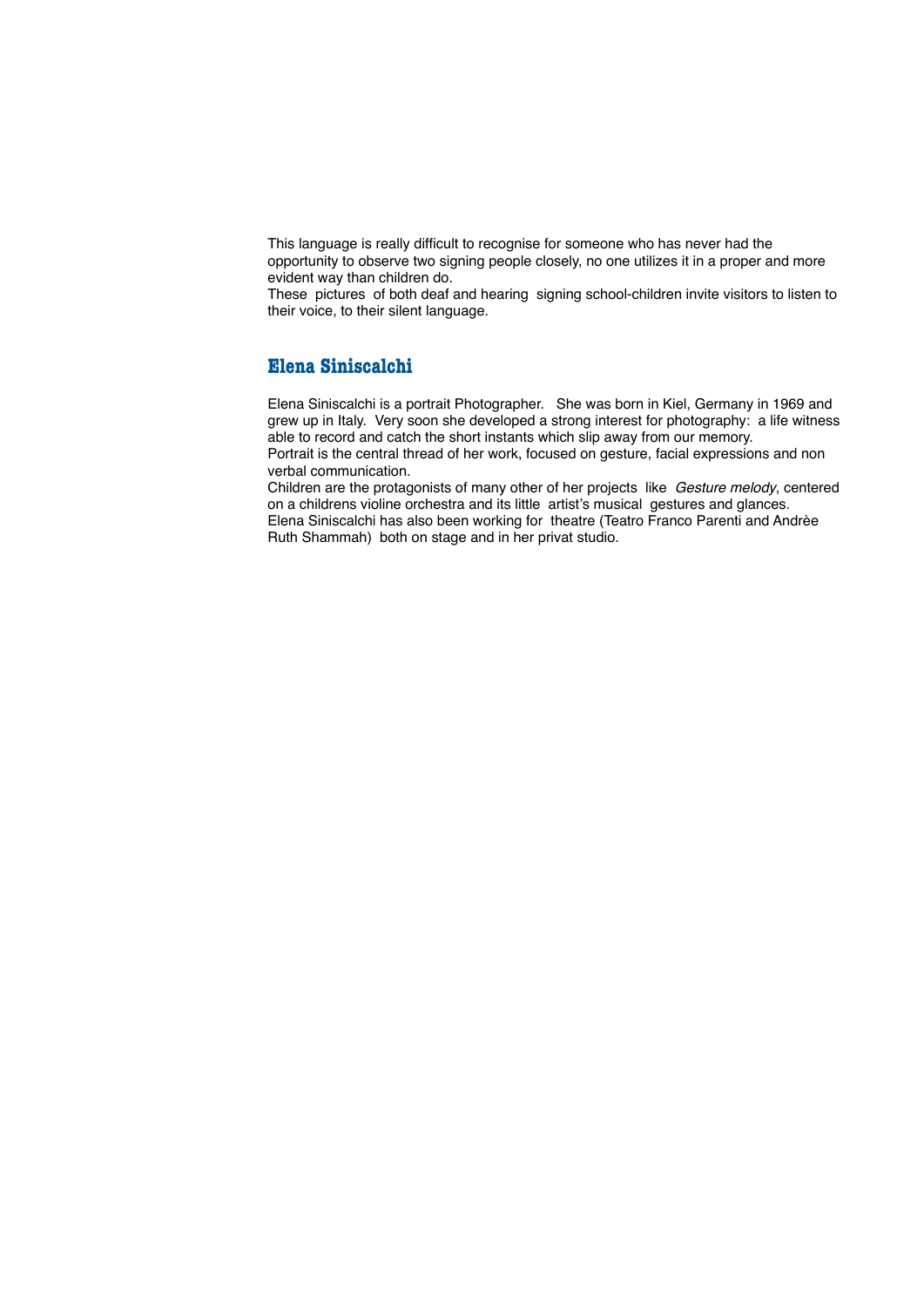This language is really difficult to recognise for someone who has never had the opportunity to observe two signing people closely, no one utilizes it in a proper and more evident way than children do.
These pictures of both deaf and hearing signing school-children invite visitors to listen to their voice, to their silent language.

## Elena Siniscalchi

Elena Siniscalchi is a portrait Photographer. She was born in Kiel, Germany in 1969 and grew up in Italy. Very soon she developed a strong interest for photography: a life witness able to record and catch the short instants which slip away from our memory.
Portrait is the central thread of her work, focused on gesture, facial expressions and non verbal communication.
Children are the protagonists of many other of her projects like *Gesture melody*, centered on a childrens violine orchestra and its little artist's musical gestures and glances.
Elena Siniscalchi has also been working for theatre (Teatro Franco Parenti and Andrèe Ruth Shammah) both on stage and in her privat studio.